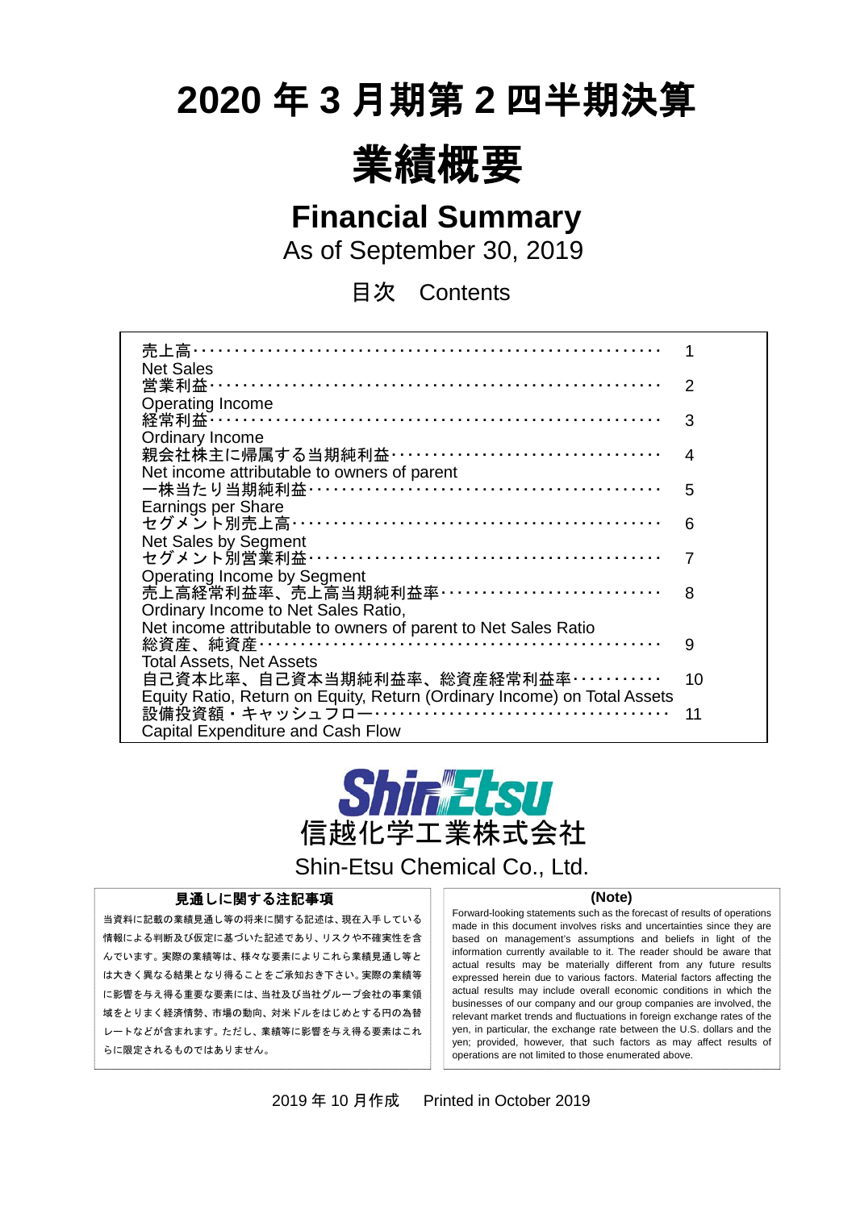# 2020 年 3 月期第 2 四半期決算

# 業績概要

## Financial Summary

As of September 30, 2019

### 目次　Contents

| | |
|---|---|
| 売上高<br>Net Sales | 1 |
| 営業利益<br>Operating Income | 2 |
| 経常利益<br>Ordinary Income | 3 |
| 親会社株主に帰属する当期純利益<br>Net income attributable to owners of parent | 4 |
| 一株当たり当期純利益<br>Earnings per Share | 5 |
| セグメント別売上高<br>Net Sales by Segment | 6 |
| セグメント別営業利益<br>Operating Income by Segment | 7 |
| 売上高経常利益率、売上高当期純利益率<br>Ordinary Income to Net Sales Ratio,<br>Net income attributable to owners of parent to Net Sales Ratio | 8 |
| 総資産、純資産<br>Total Assets, Net Assets | 9 |
| 自己資本比率、自己資本当期純利益率、総資産経常利益率<br>Equity Ratio, Return on Equity, Return (Ordinary Income) on Total Assets | 10 |
| 設備投資額・キャッシュフロー<br>Capital Expenditure and Cash Flow | 11 |

Shin-Etsu
信越化学工業株式会社
Shin-Etsu Chemical Co., Ltd.

**見通しに関する注記事項**

当資料に記載の業績見通し等の将来に関する記述は、現在入手している情報による判断及び仮定に基づいた記述であり、リスクや不確実性を含んでいます。実際の業績等は、様々な要素によりこれら業績見通し等とは大きく異なる結果となり得ることをご承知おき下さい。実際の業績等に影響を与え得る重要な要素には、当社及び当社グループ会社の事業領域をとりまく経済情勢、市場の動向、対米ドルをはじめとする円の為替レートなどが含まれます。ただし、業績等に影響を与え得る要素はこれらに限定されるものではありません。

**(Note)**

Forward-looking statements such as the forecast of results of operations made in this document involves risks and uncertainties since they are based on management's assumptions and beliefs in light of the information currently available to it. The reader should be aware that actual results may be materially different from any future results expressed herein due to various factors. Material factors affecting the actual results may include overall economic conditions in which the businesses of our company and our group companies are involved, the relevant market trends and fluctuations in foreign exchange rates of the yen, in particular, the exchange rate between the U.S. dollars and the yen; provided, however, that such factors as may affect results of operations are not limited to those enumerated above.

2019 年 10 月作成　Printed in October 2019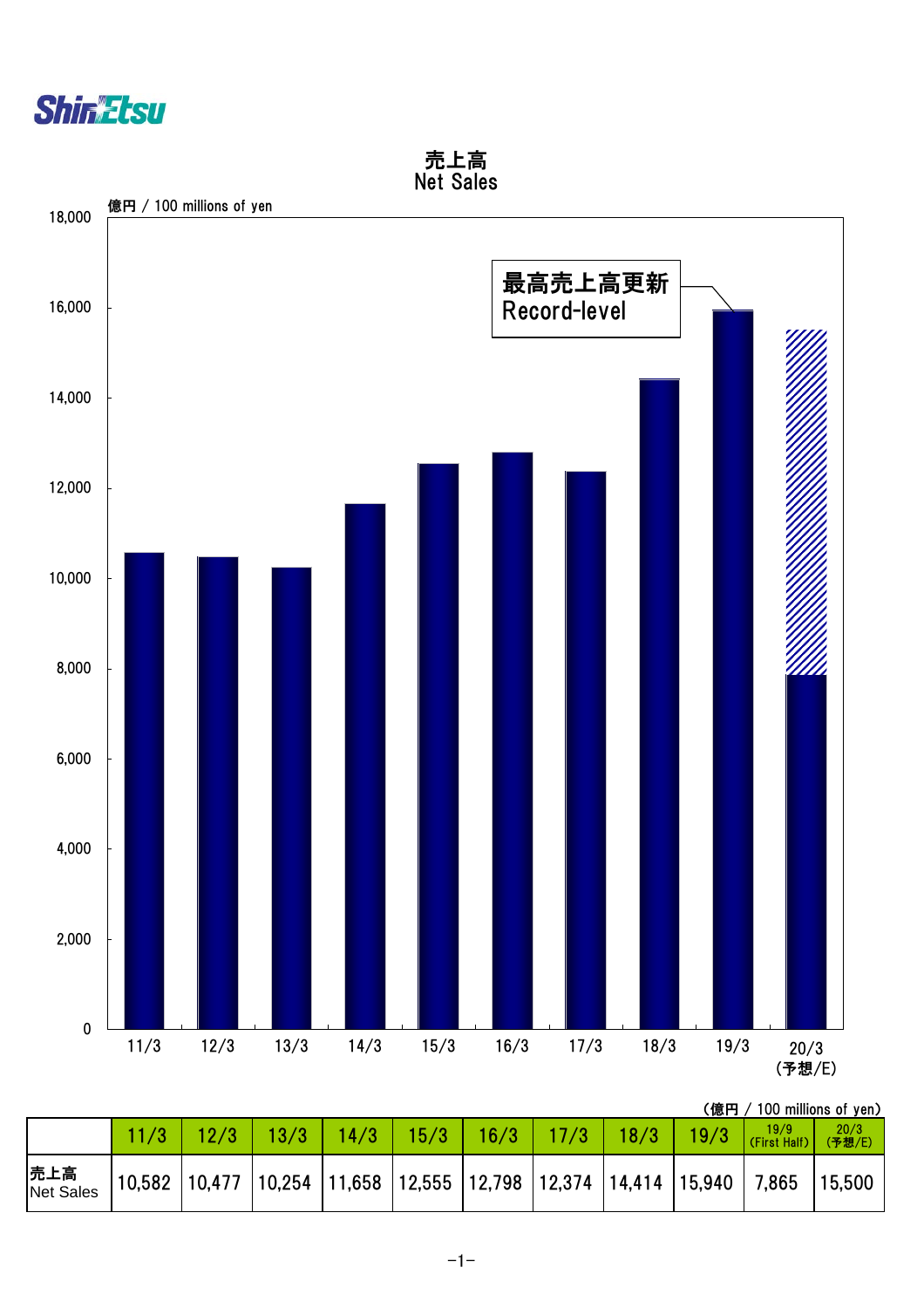ShinEtsu

# 売上高
# Net Sales

億円 / 100 millions of yen

最高売上高更新
Record-level

(億円 / 100 millions of yen)

| | 11/3 | 12/3 | 13/3 | 14/3 | 15/3 | 16/3 | 17/3 | 18/3 | 19/3 | 19/9 (First Half) | 20/3 (予想/E) |
|---|---|---|---|---|---|---|---|---|---|---|---|
| 売上高 Net Sales | 10,582 | 10,477 | 10,254 | 11,658 | 12,555 | 12,798 | 12,374 | 14,414 | 15,940 | 7,865 | 15,500 |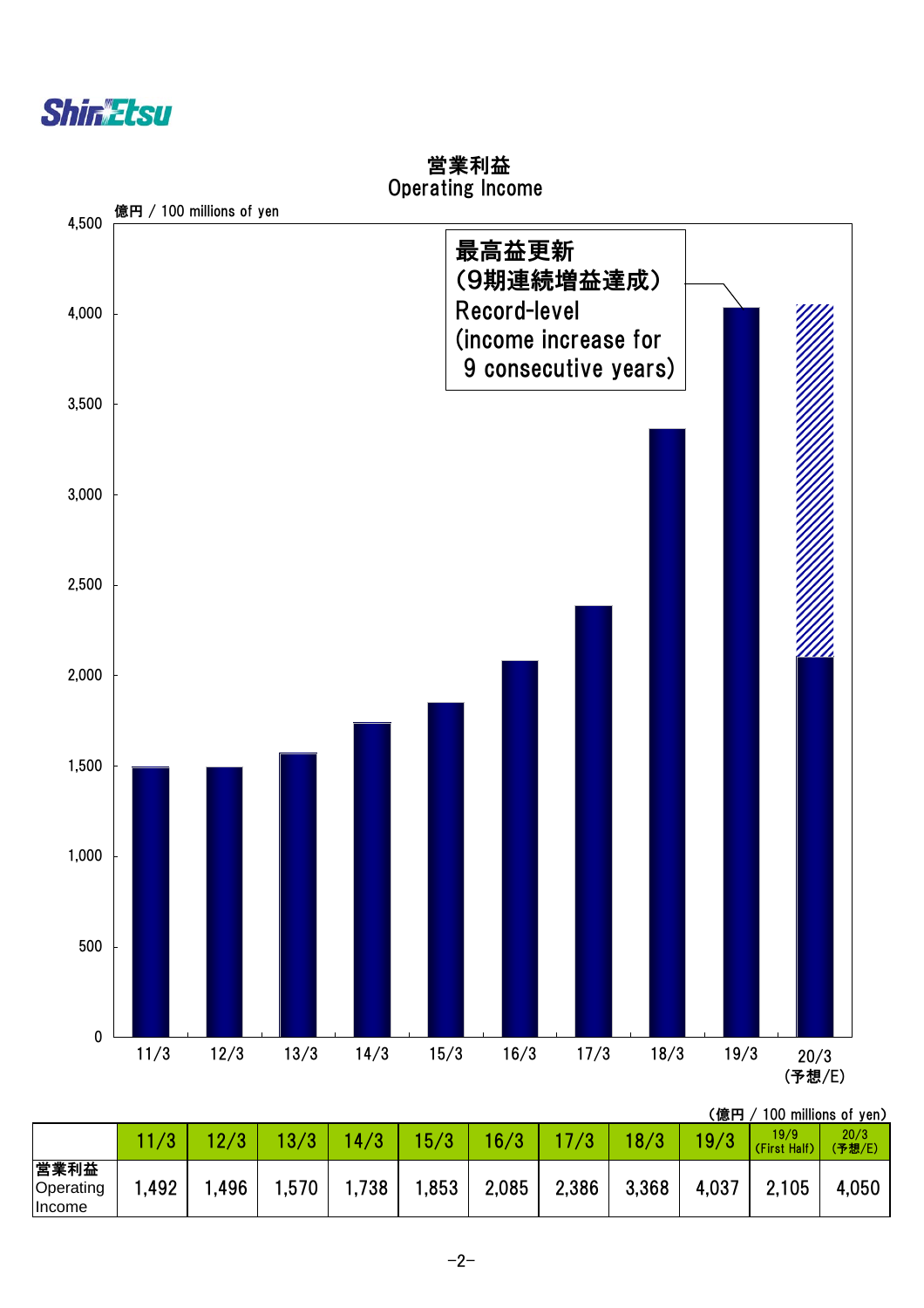## 営業利益
## Operating Income

億円 / 100 millions of yen

最高益更新
(9期連続増益達成)
Record-level
(income increase for
9 consecutive years)

(億円 / 100 millions of yen)

| | 11/3 | 12/3 | 13/3 | 14/3 | 15/3 | 16/3 | 17/3 | 18/3 | 19/3 | 19/9 (First Half) | 20/3 (予想/E) |
|---|---|---|---|---|---|---|---|---|---|---|---|
| 営業利益 Operating Income | 1,492 | 1,496 | 1,570 | 1,738 | 1,853 | 2,085 | 2,386 | 3,368 | 4,037 | 2,105 | 4,050 |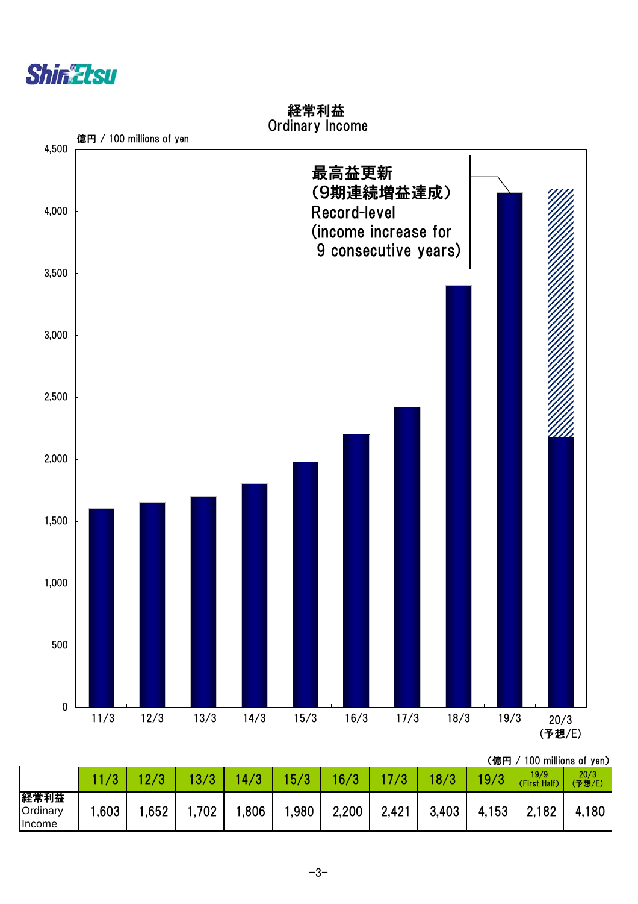# 経常利益
# Ordinary Income

億円 / 100 millions of yen

最高益更新
(9期連続増益達成)
Record-level
(income increase for
9 consecutive years)

(億円 / 100 millions of yen)

| | 11/3 | 12/3 | 13/3 | 14/3 | 15/3 | 16/3 | 17/3 | 18/3 | 19/3 | 19/9 (First Half) | 20/3 (予想/E) |
|---|---|---|---|---|---|---|---|---|---|---|---|
| 経常利益 Ordinary Income | 1,603 | 1,652 | 1,702 | 1,806 | 1,980 | 2,200 | 2,421 | 3,403 | 4,153 | 2,182 | 4,180 |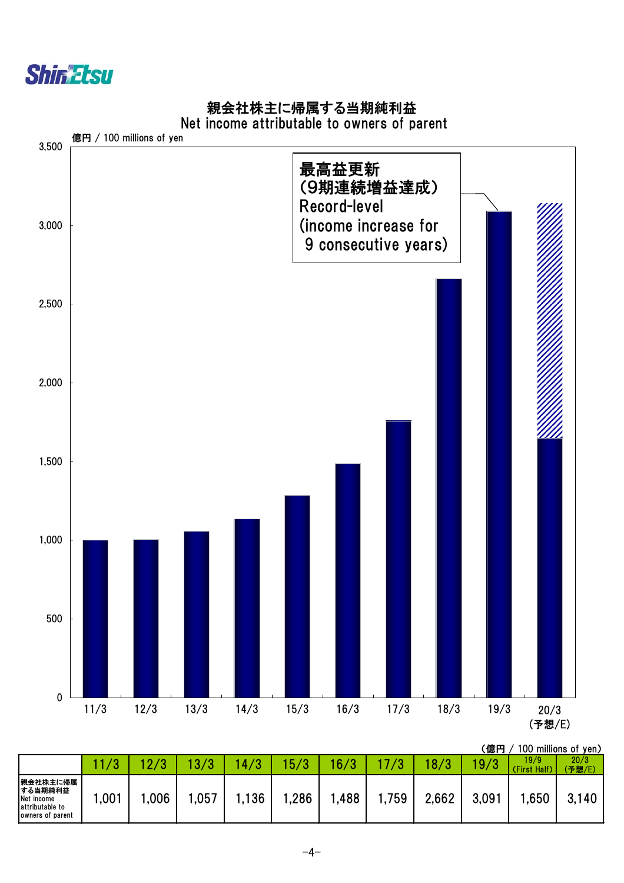## 親会社株主に帰属する当期純利益
## Net income attributable to owners of parent

億円 / 100 millions of yen

最高益更新
(9期連続増益達成)
Record-level
(income increase for
9 consecutive years)

(億円 / 100 millions of yen)

| | 11/3 | 12/3 | 13/3 | 14/3 | 15/3 | 16/3 | 17/3 | 18/3 | 19/3 | 19/9 (First Half) | 20/3 (予想/E) |
|---|---|---|---|---|---|---|---|---|---|---|---|
| 親会社株主に帰属する当期純利益 Net income attributable to owners of parent | 1,001 | 1,006 | 1,057 | 1,136 | 1,286 | 1,488 | 1,759 | 2,662 | 3,091 | 1,650 | 3,140 |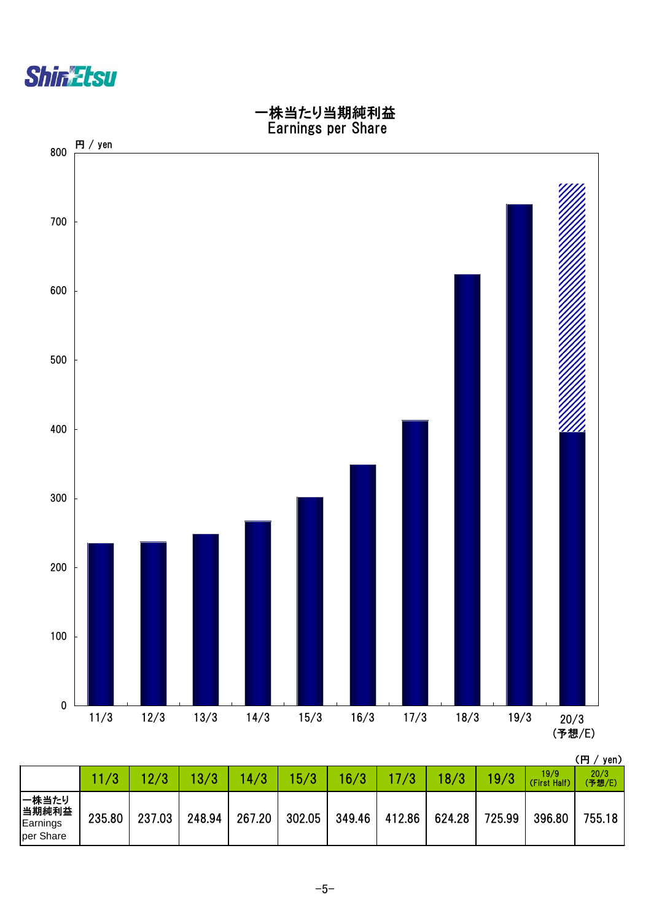# 一株当たり当期純利益
## Earnings per Share

円 / yen

| 11/3 | 12/3 | 13/3 | 14/3 | 15/3 | 16/3 | 17/3 | 18/3 | 19/3 | 20/3 (予想/E) |
|---|---|---|---|---|---|---|---|---|---|

(円 / yen)

| | 11/3 | 12/3 | 13/3 | 14/3 | 15/3 | 16/3 | 17/3 | 18/3 | 19/3 | 19/9 (First Half) | 20/3 (予想/E) |
|---|---|---|---|---|---|---|---|---|---|---|---|
| 一株当たり当期純利益 Earnings per Share | 235.80 | 237.03 | 248.94 | 267.20 | 302.05 | 349.46 | 412.86 | 624.28 | 725.99 | 396.80 | 755.18 |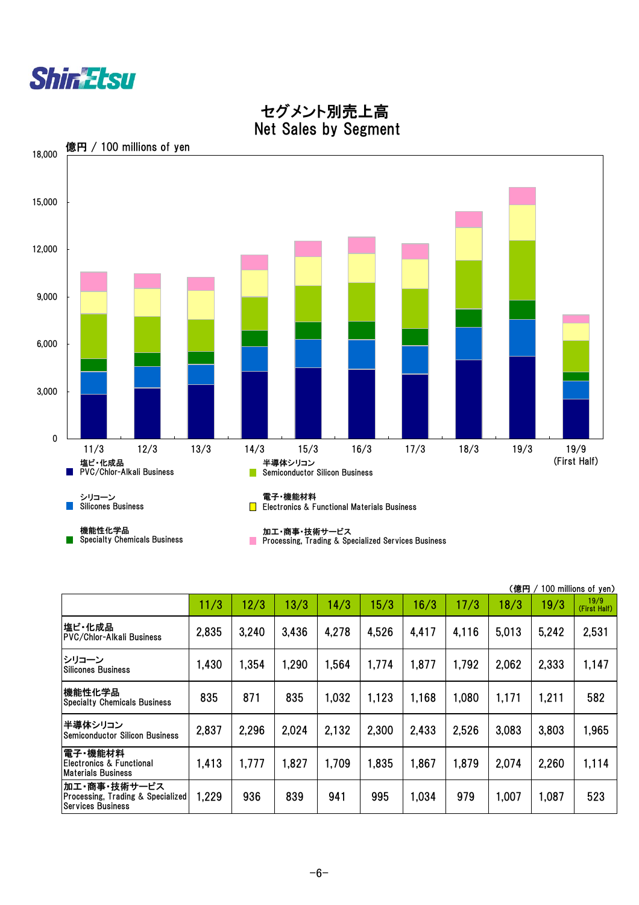# セグメント別売上高
# Net Sales by Segment

億円 / 100 millions of yen

塩ビ・化成品 PVC/Chlor-Alkali Business
シリコーン Silicones Business
機能性化学品 Specialty Chemicals Business
半導体シリコン Semiconductor Silicon Business
電子・機能材料 Electronics & Functional Materials Business
加工・商事・技術サービス Processing, Trading & Specialized Services Business

（億円 / 100 millions of yen）

| | 11/3 | 12/3 | 13/3 | 14/3 | 15/3 | 16/3 | 17/3 | 18/3 | 19/3 | 19/9 (First Half) |
|---|---|---|---|---|---|---|---|---|---|---|
| 塩ビ・化成品 PVC/Chlor-Alkali Business | 2,835 | 3,240 | 3,436 | 4,278 | 4,526 | 4,417 | 4,116 | 5,013 | 5,242 | 2,531 |
| シリコーン Silicones Business | 1,430 | 1,354 | 1,290 | 1,564 | 1,774 | 1,877 | 1,792 | 2,062 | 2,333 | 1,147 |
| 機能性化学品 Specialty Chemicals Business | 835 | 871 | 835 | 1,032 | 1,123 | 1,168 | 1,080 | 1,171 | 1,211 | 582 |
| 半導体シリコン Semiconductor Silicon Business | 2,837 | 2,296 | 2,024 | 2,132 | 2,300 | 2,433 | 2,526 | 3,083 | 3,803 | 1,965 |
| 電子・機能材料 Electronics & Functional Materials Business | 1,413 | 1,777 | 1,827 | 1,709 | 1,835 | 1,867 | 1,879 | 2,074 | 2,260 | 1,114 |
| 加工・商事・技術サービス Processing, Trading & Specialized Services Business | 1,229 | 936 | 839 | 941 | 995 | 1,034 | 979 | 1,007 | 1,087 | 523 |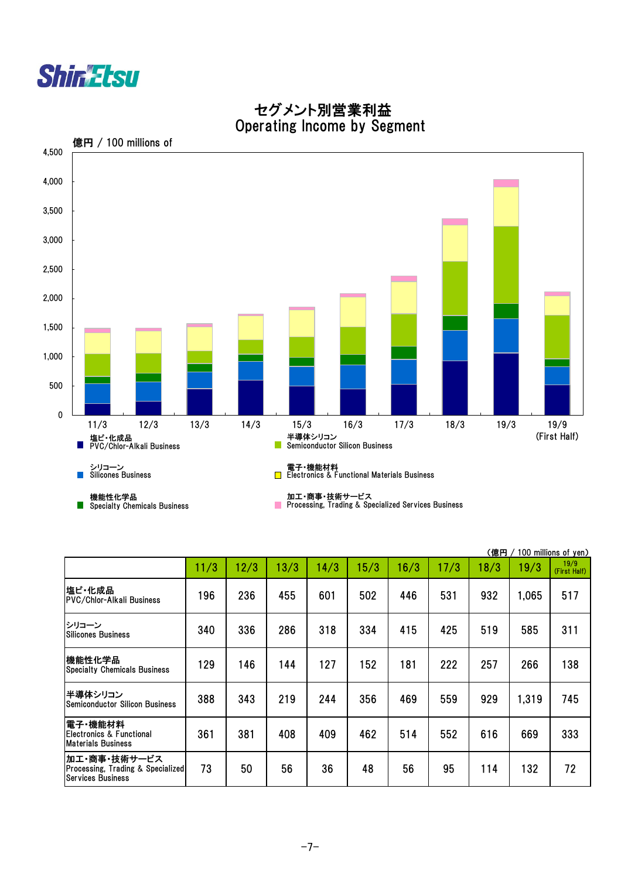# セグメント別営業利益
# Operating Income by Segment

億円 / 100 millions of

塩ビ・化成品 PVC/Chlor-Alkali Business
シリコーン Silicones Business
機能性化学品 Specialty Chemicals Business
半導体シリコン Semiconductor Silicon Business
電子・機能材料 Electronics & Functional Materials Business
加工・商事・技術サービス Processing, Trading & Specialized Services Business

（億円 / 100 millions of yen）

| | 11/3 | 12/3 | 13/3 | 14/3 | 15/3 | 16/3 | 17/3 | 18/3 | 19/3 | 19/9 (First Half) |
|---|---|---|---|---|---|---|---|---|---|---|
| 塩ビ・化成品 PVC/Chlor-Alkali Business | 196 | 236 | 455 | 601 | 502 | 446 | 531 | 932 | 1,065 | 517 |
| シリコーン Silicones Business | 340 | 336 | 286 | 318 | 334 | 415 | 425 | 519 | 585 | 311 |
| 機能性化学品 Specialty Chemicals Business | 129 | 146 | 144 | 127 | 152 | 181 | 222 | 257 | 266 | 138 |
| 半導体シリコン Semiconductor Silicon Business | 388 | 343 | 219 | 244 | 356 | 469 | 559 | 929 | 1,319 | 745 |
| 電子・機能材料 Electronics & Functional Materials Business | 361 | 381 | 408 | 409 | 462 | 514 | 552 | 616 | 669 | 333 |
| 加工・商事・技術サービス Processing, Trading & Specialized Services Business | 73 | 50 | 56 | 36 | 48 | 56 | 95 | 114 | 132 | 72 |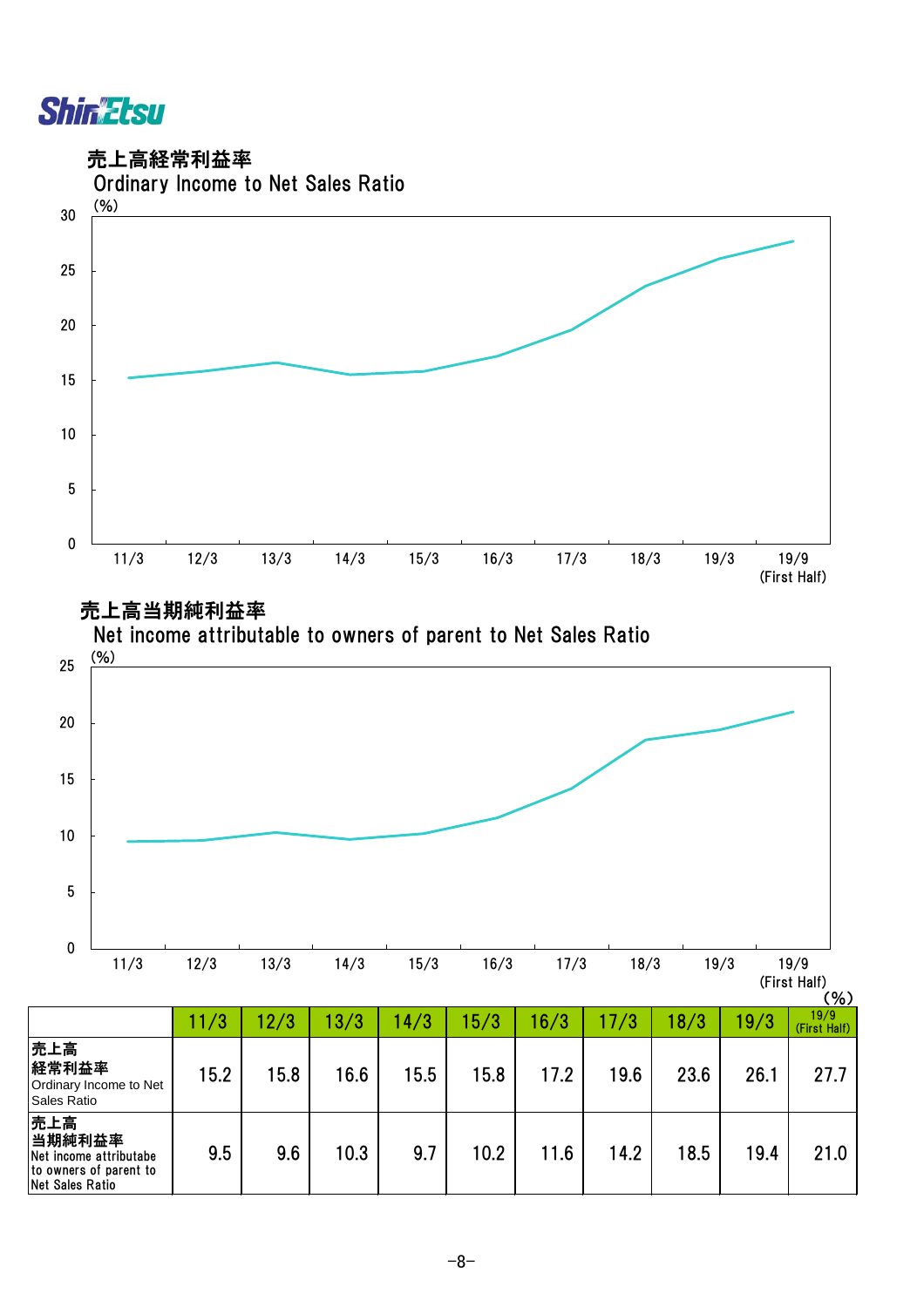## 売上高経常利益率
Ordinary Income to Net Sales Ratio

(%)

## 売上高当期純利益率
Net income attributable to owners of parent to Net Sales Ratio

(%)

(%)

| | 11/3 | 12/3 | 13/3 | 14/3 | 15/3 | 16/3 | 17/3 | 18/3 | 19/3 | 19/9 (First Half) |
|---|---|---|---|---|---|---|---|---|---|---|
| 売上高 経常利益率 Ordinary Income to Net Sales Ratio | 15.2 | 15.8 | 16.6 | 15.5 | 15.8 | 17.2 | 19.6 | 23.6 | 26.1 | 27.7 |
| 売上高 当期純利益率 Net income attributabe to owners of parent to Net Sales Ratio | 9.5 | 9.6 | 10.3 | 9.7 | 10.2 | 11.6 | 14.2 | 18.5 | 19.4 | 21.0 |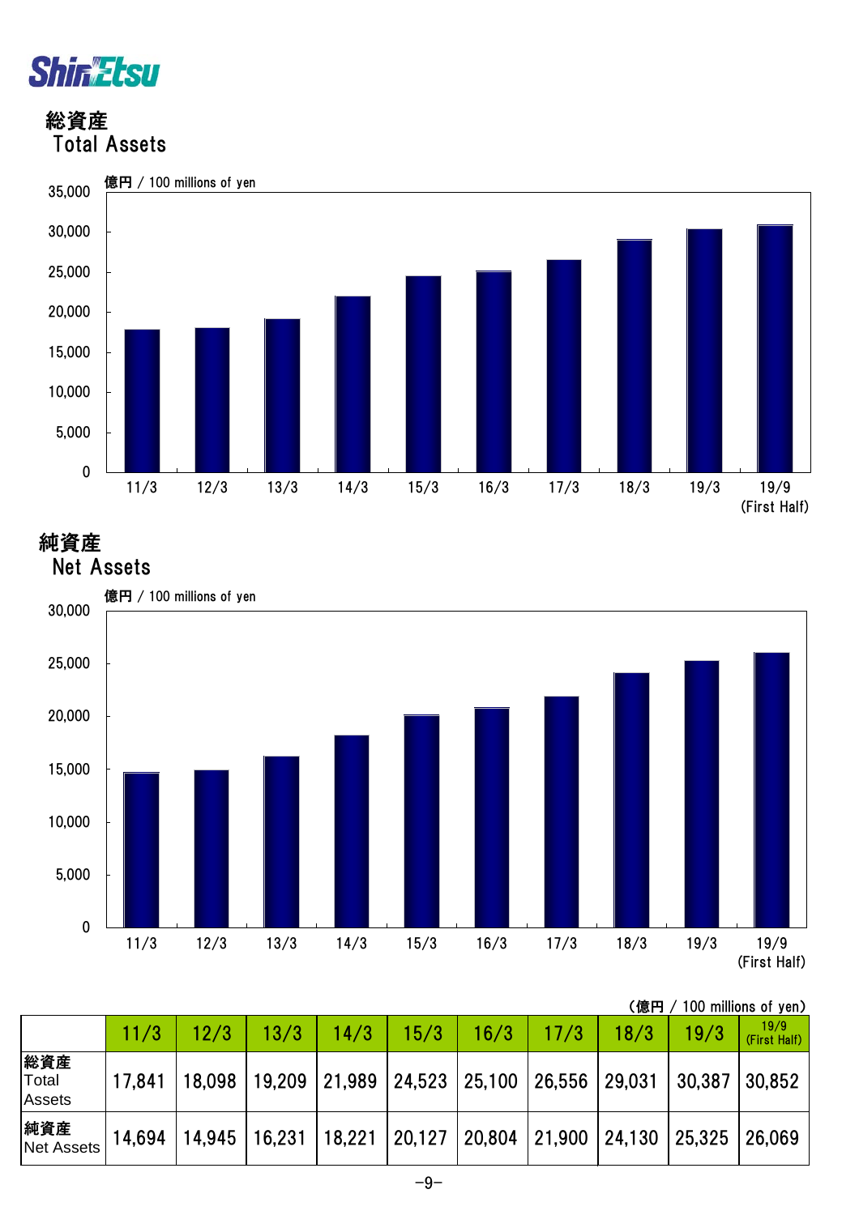# 総資産
Total Assets

億円 / 100 millions of yen

# 純資産
Net Assets

億円 / 100 millions of yen

（億円 / 100 millions of yen）

| | 11/3 | 12/3 | 13/3 | 14/3 | 15/3 | 16/3 | 17/3 | 18/3 | 19/3 | 19/9 (First Half) |
|---|---|---|---|---|---|---|---|---|---|---|
| 総資産 Total Assets | 17,841 | 18,098 | 19,209 | 21,989 | 24,523 | 25,100 | 26,556 | 29,031 | 30,387 | 30,852 |
| 純資産 Net Assets | 14,694 | 14,945 | 16,231 | 18,221 | 20,127 | 20,804 | 21,900 | 24,130 | 25,325 | 26,069 |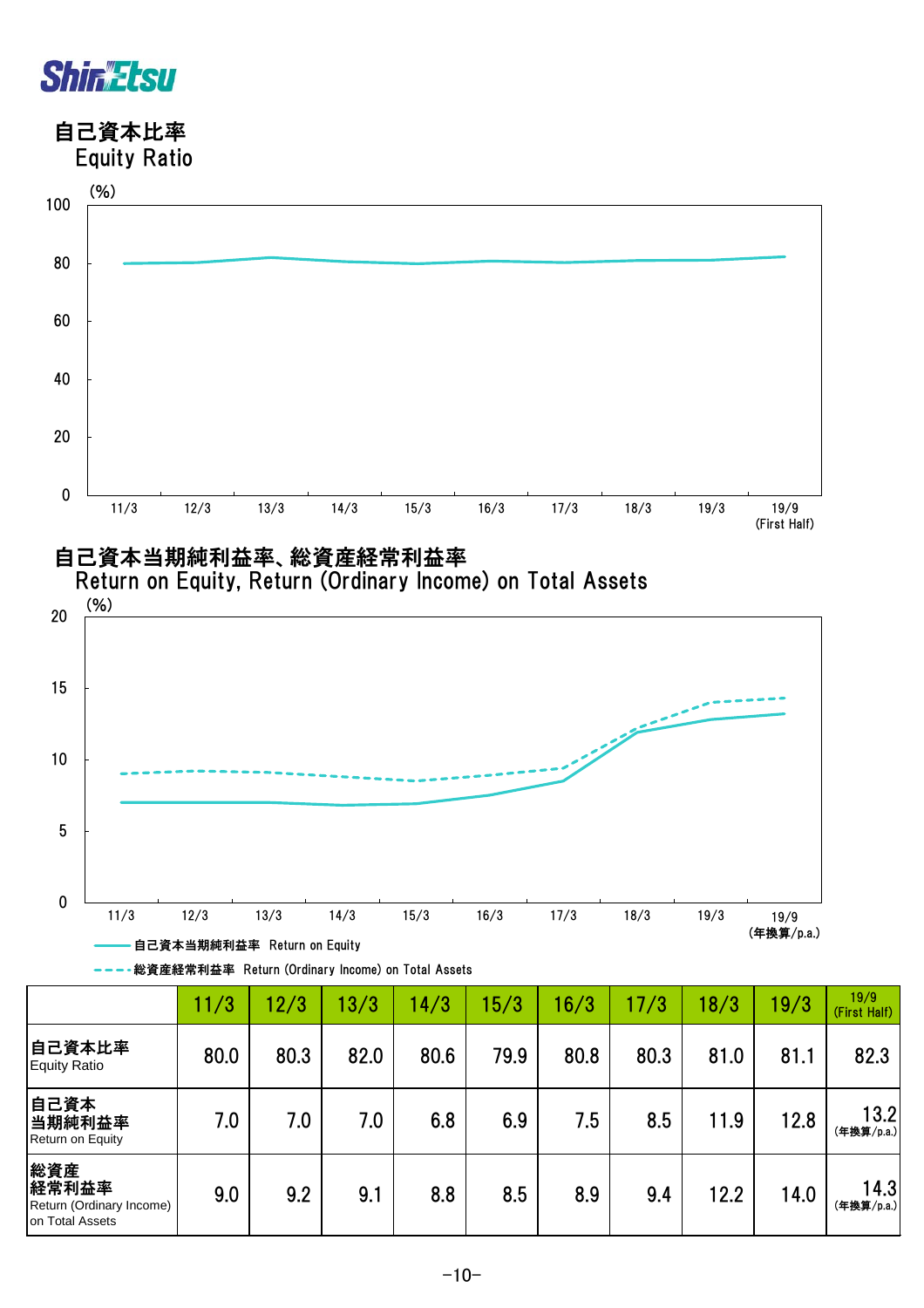## 自己資本比率
Equity Ratio

(%)

## 自己資本当期純利益率、総資産経常利益率
Return on Equity, Return (Ordinary Income) on Total Assets

(%)

―― 自己資本当期純利益率 Return on Equity

- - - 総資産経常利益率 Return (Ordinary Income) on Total Assets

| | 11/3 | 12/3 | 13/3 | 14/3 | 15/3 | 16/3 | 17/3 | 18/3 | 19/3 | 19/9 (First Half) |
|---|---|---|---|---|---|---|---|---|---|---|
| 自己資本比率 Equity Ratio | 80.0 | 80.3 | 82.0 | 80.6 | 79.9 | 80.8 | 80.3 | 81.0 | 81.1 | 82.3 |
| 自己資本当期純利益率 Return on Equity | 7.0 | 7.0 | 7.0 | 6.8 | 6.9 | 7.5 | 8.5 | 11.9 | 12.8 | 13.2 (年換算/p.a.) |
| 総資産経常利益率 Return (Ordinary Income) on Total Assets | 9.0 | 9.2 | 9.1 | 8.8 | 8.5 | 8.9 | 9.4 | 12.2 | 14.0 | 14.3 (年換算/p.a.) |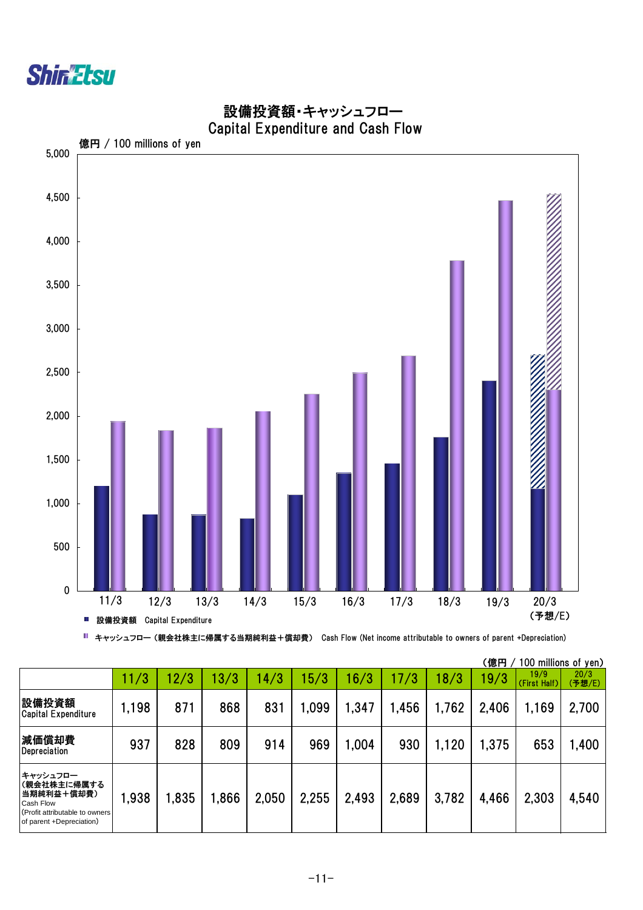# 設備投資額・キャッシュフロー
## Capital Expenditure and Cash Flow

億円 / 100 millions of yen

5,000
4,500
4,000
3,500
3,000
2,500
2,000
1,500
1,000
500
0

11/3 12/3 13/3 14/3 15/3 16/3 17/3 18/3 19/3 20/3 (予想/E)

■ 設備投資額 Capital Expenditure

■ キャッシュフロー（親会社株主に帰属する当期純利益＋償却費） Cash Flow (Net income attributable to owners of parent +Depreciation)

（億円 / 100 millions of yen）

| | 11/3 | 12/3 | 13/3 | 14/3 | 15/3 | 16/3 | 17/3 | 18/3 | 19/3 | 19/9 (First Half) | 20/3 (予想/E) |
|---|---|---|---|---|---|---|---|---|---|---|---|
| **設備投資額** Capital Expenditure | 1,198 | 871 | 868 | 831 | 1,099 | 1,347 | 1,456 | 1,762 | 2,406 | 1,169 | 2,700 |
| **減価償却費** Depreciation | 937 | 828 | 809 | 914 | 969 | 1,004 | 930 | 1,120 | 1,375 | 653 | 1,400 |
| キャッシュフロー（親会社株主に帰属する当期純利益＋償却費） Cash Flow (Profit attributable to owners of parent +Depreciation) | 1,938 | 1,835 | 1,866 | 2,050 | 2,255 | 2,493 | 2,689 | 3,782 | 4,466 | 2,303 | 4,540 |